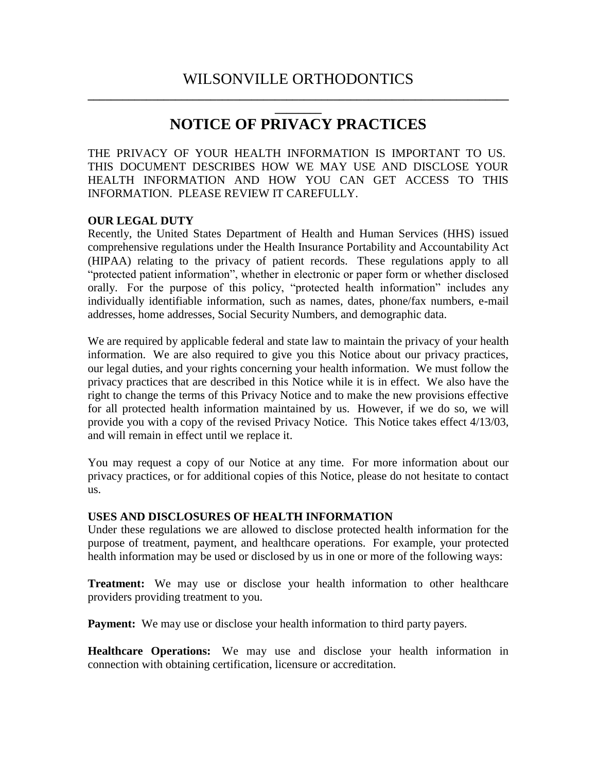# WILSONVILLE ORTHODONTICS

---

## NOTICE OF PRIVACY PRACTICES

THE PRIVACY OF YOUR HEALTH INFORMATION IS IMPORTANT TO US. THIS DOCUMENT DESCRIBES HOW WE MAY USE AND DISCLOSE YOUR HEALTH INFORMATION AND HOW YOU CAN GET ACCESS TO THIS INFORMATION. PLEASE REVIEW IT CAREFULLY.

**OUR LEGAL DUTY**

Recently, the United States Department of Health and Human Services (HHS) issued comprehensive regulations under the Health Insurance Portability and Accountability Act (HIPAA) relating to the privacy of patient records. These regulations apply to all "protected patient information", whether in electronic or paper form or whether disclosed orally. For the purpose of this policy, "protected health information" includes any individually identifiable information, such as names, dates, phone/fax numbers, e-mail addresses, home addresses, Social Security Numbers, and demographic data.

We are required by applicable federal and state law to maintain the privacy of your health information. We are also required to give you this Notice about our privacy practices, our legal duties, and your rights concerning your health information. We must follow the privacy practices that are described in this Notice while it is in effect. We also have the right to change the terms of this Privacy Notice and to make the new provisions effective for all protected health information maintained by us. However, if we do so, we will provide you with a copy of the revised Privacy Notice. This Notice takes effect 4/13/03, and will remain in effect until we replace it.

You may request a copy of our Notice at any time. For more information about our privacy practices, or for additional copies of this Notice, please do not hesitate to contact us.

**USES AND DISCLOSURES OF HEALTH INFORMATION**

Under these regulations we are allowed to disclose protected health information for the purpose of treatment, payment, and healthcare operations. For example, your protected health information may be used or disclosed by us in one or more of the following ways:

**Treatment:** We may use or disclose your health information to other healthcare providers providing treatment to you.

**Payment:** We may use or disclose your health information to third party payers.

**Healthcare Operations:** We may use and disclose your health information in connection with obtaining certification, licensure or accreditation.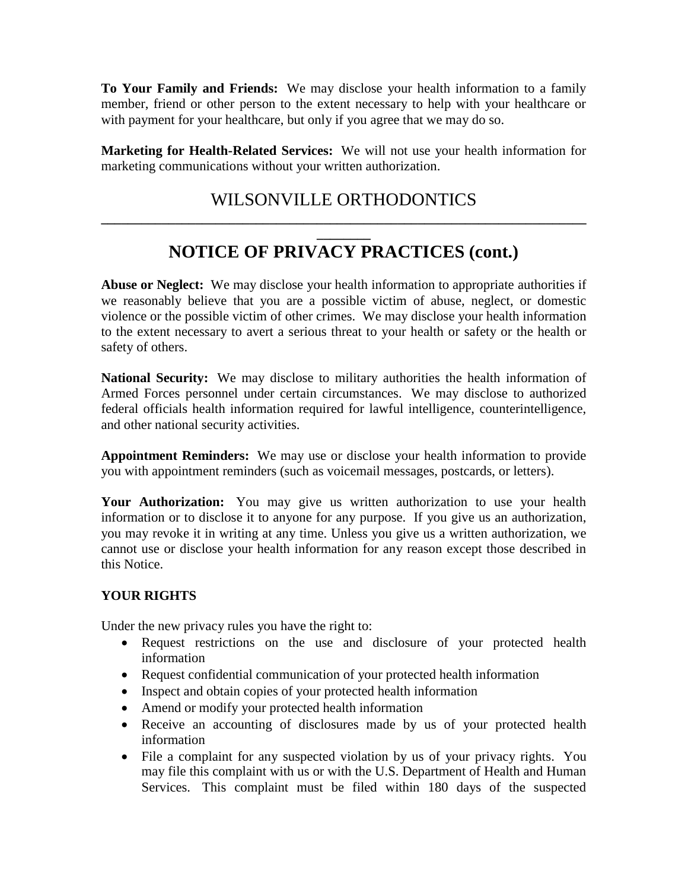**To Your Family and Friends:** We may disclose your health information to a family member, friend or other person to the extent necessary to help with your healthcare or with payment for your healthcare, but only if you agree that we may do so.

**Marketing for Health-Related Services:** We will not use your health information for marketing communications without your written authorization.

## WILSONVILLE ORTHODONTICS

## NOTICE OF PRIVACY PRACTICES (cont.)

**Abuse or Neglect:** We may disclose your health information to appropriate authorities if we reasonably believe that you are a possible victim of abuse, neglect, or domestic violence or the possible victim of other crimes. We may disclose your health information to the extent necessary to avert a serious threat to your health or safety or the health or safety of others.

**National Security:** We may disclose to military authorities the health information of Armed Forces personnel under certain circumstances. We may disclose to authorized federal officials health information required for lawful intelligence, counterintelligence, and other national security activities.

**Appointment Reminders:** We may use or disclose your health information to provide you with appointment reminders (such as voicemail messages, postcards, or letters).

**Your Authorization:** You may give us written authorization to use your health information or to disclose it to anyone for any purpose. If you give us an authorization, you may revoke it in writing at any time. Unless you give us a written authorization, we cannot use or disclose your health information for any reason except those described in this Notice.

**YOUR RIGHTS**

Under the new privacy rules you have the right to:

- Request restrictions on the use and disclosure of your protected health information
- Request confidential communication of your protected health information
- Inspect and obtain copies of your protected health information
- Amend or modify your protected health information
- Receive an accounting of disclosures made by us of your protected health information
- File a complaint for any suspected violation by us of your privacy rights. You may file this complaint with us or with the U.S. Department of Health and Human Services. This complaint must be filed within 180 days of the suspected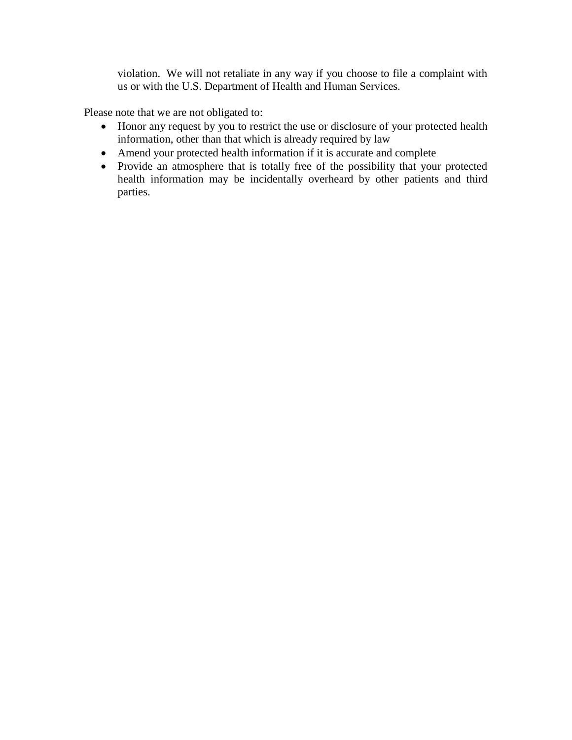violation.  We will not retaliate in any way if you choose to file a complaint with us or with the U.S. Department of Health and Human Services.

Please note that we are not obligated to:

- Honor any request by you to restrict the use or disclosure of your protected health information, other than that which is already required by law
- Amend your protected health information if it is accurate and complete
- Provide an atmosphere that is totally free of the possibility that your protected health information may be incidentally overheard by other patients and third parties.